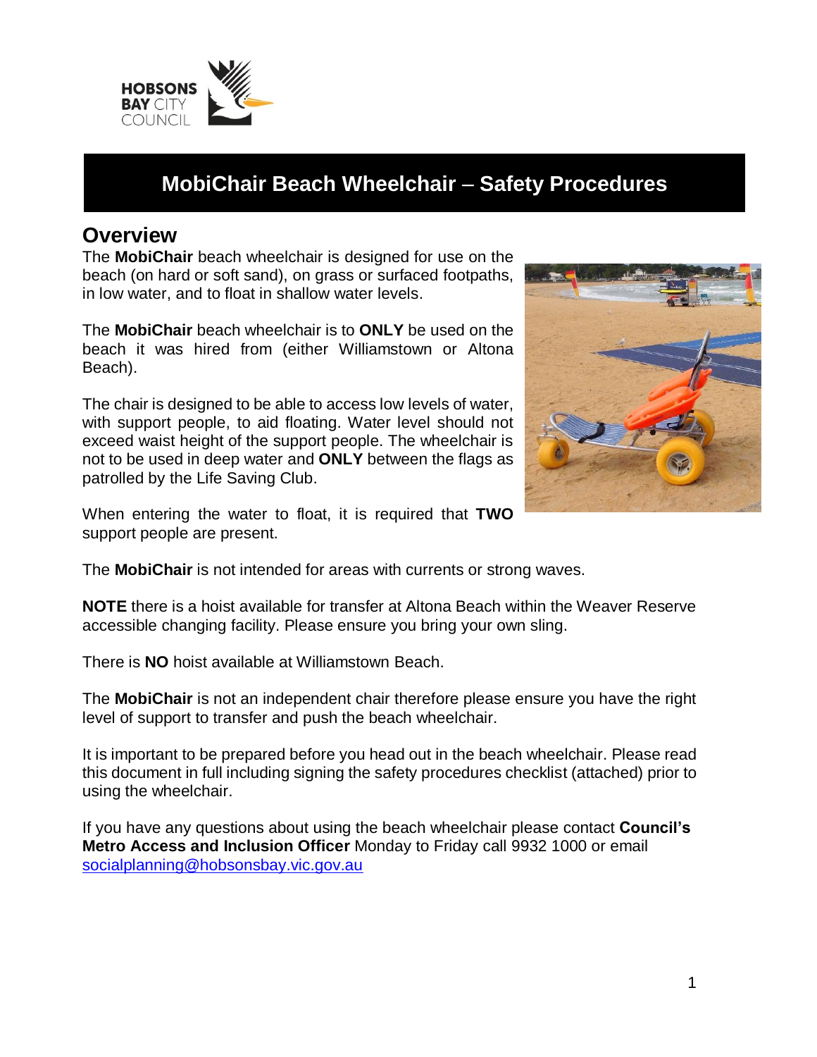# MobiChair Beach Wheelchair – Safety Procedures

## Overview

The **MobiChair** beach wheelchair is designed for use on the beach (on hard or soft sand), on grass or surfaced footpaths, in low water, and to float in shallow water levels.

The **MobiChair** beach wheelchair is to **ONLY** be used on the beach it was hired from (either Williamstown or Altona Beach).

The chair is designed to be able to access low levels of water, with support people, to aid floating. Water level should not exceed waist height of the support people. The wheelchair is not to be used in deep water and **ONLY** between the flags as patrolled by the Life Saving Club.

When entering the water to float, it is required that **TWO** support people are present.

The **MobiChair** is not intended for areas with currents or strong waves.

**NOTE** there is a hoist available for transfer at Altona Beach within the Weaver Reserve accessible changing facility. Please ensure you bring your own sling.

There is **NO** hoist available at Williamstown Beach.

The **MobiChair** is not an independent chair therefore please ensure you have the right level of support to transfer and push the beach wheelchair.

It is important to be prepared before you head out in the beach wheelchair. Please read this document in full including signing the safety procedures checklist (attached) prior to using the wheelchair.

If you have any questions about using the beach wheelchair please contact **Council's Metro Access and Inclusion Officer** Monday to Friday call 9932 1000 or email socialplanning@hobsonsbay.vic.gov.au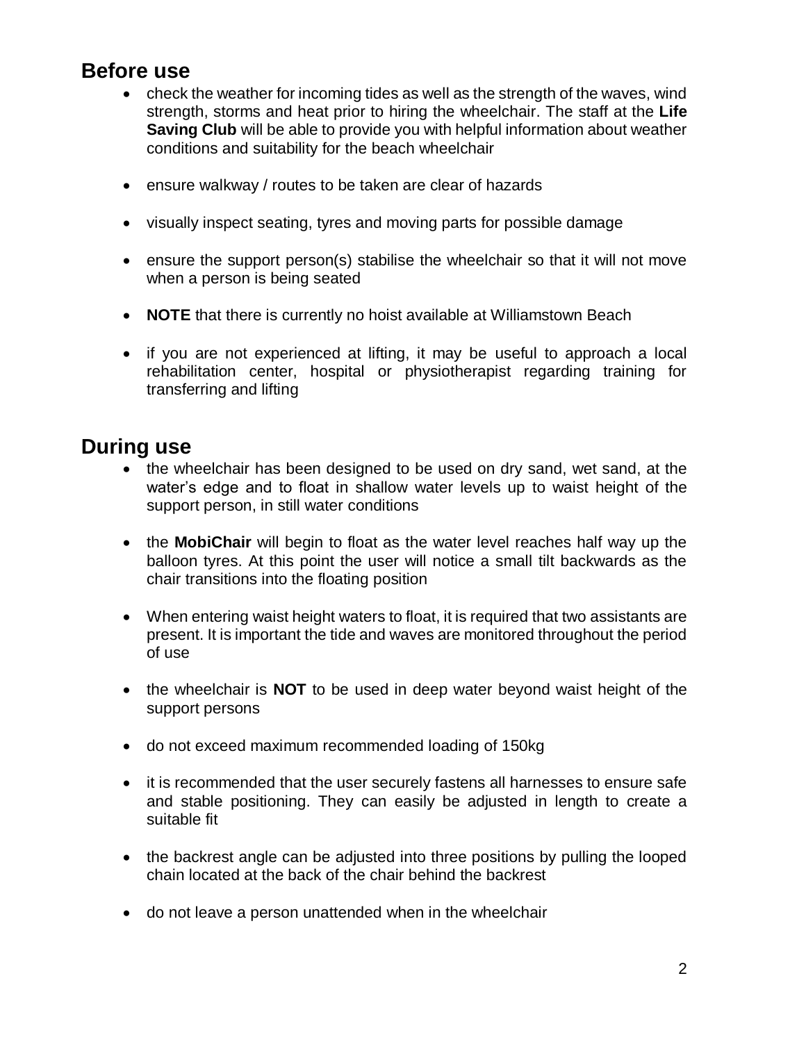## Before use

- check the weather for incoming tides as well as the strength of the waves, wind strength, storms and heat prior to hiring the wheelchair. The staff at the **Life Saving Club** will be able to provide you with helpful information about weather conditions and suitability for the beach wheelchair
- ensure walkway / routes to be taken are clear of hazards
- visually inspect seating, tyres and moving parts for possible damage
- ensure the support person(s) stabilise the wheelchair so that it will not move when a person is being seated
- **NOTE** that there is currently no hoist available at Williamstown Beach
- if you are not experienced at lifting, it may be useful to approach a local rehabilitation center, hospital or physiotherapist regarding training for transferring and lifting

## During use

- the wheelchair has been designed to be used on dry sand, wet sand, at the water's edge and to float in shallow water levels up to waist height of the support person, in still water conditions
- the **MobiChair** will begin to float as the water level reaches half way up the balloon tyres. At this point the user will notice a small tilt backwards as the chair transitions into the floating position
- When entering waist height waters to float, it is required that two assistants are present. It is important the tide and waves are monitored throughout the period of use
- the wheelchair is **NOT** to be used in deep water beyond waist height of the support persons
- do not exceed maximum recommended loading of 150kg
- it is recommended that the user securely fastens all harnesses to ensure safe and stable positioning. They can easily be adjusted in length to create a suitable fit
- the backrest angle can be adjusted into three positions by pulling the looped chain located at the back of the chair behind the backrest
- do not leave a person unattended when in the wheelchair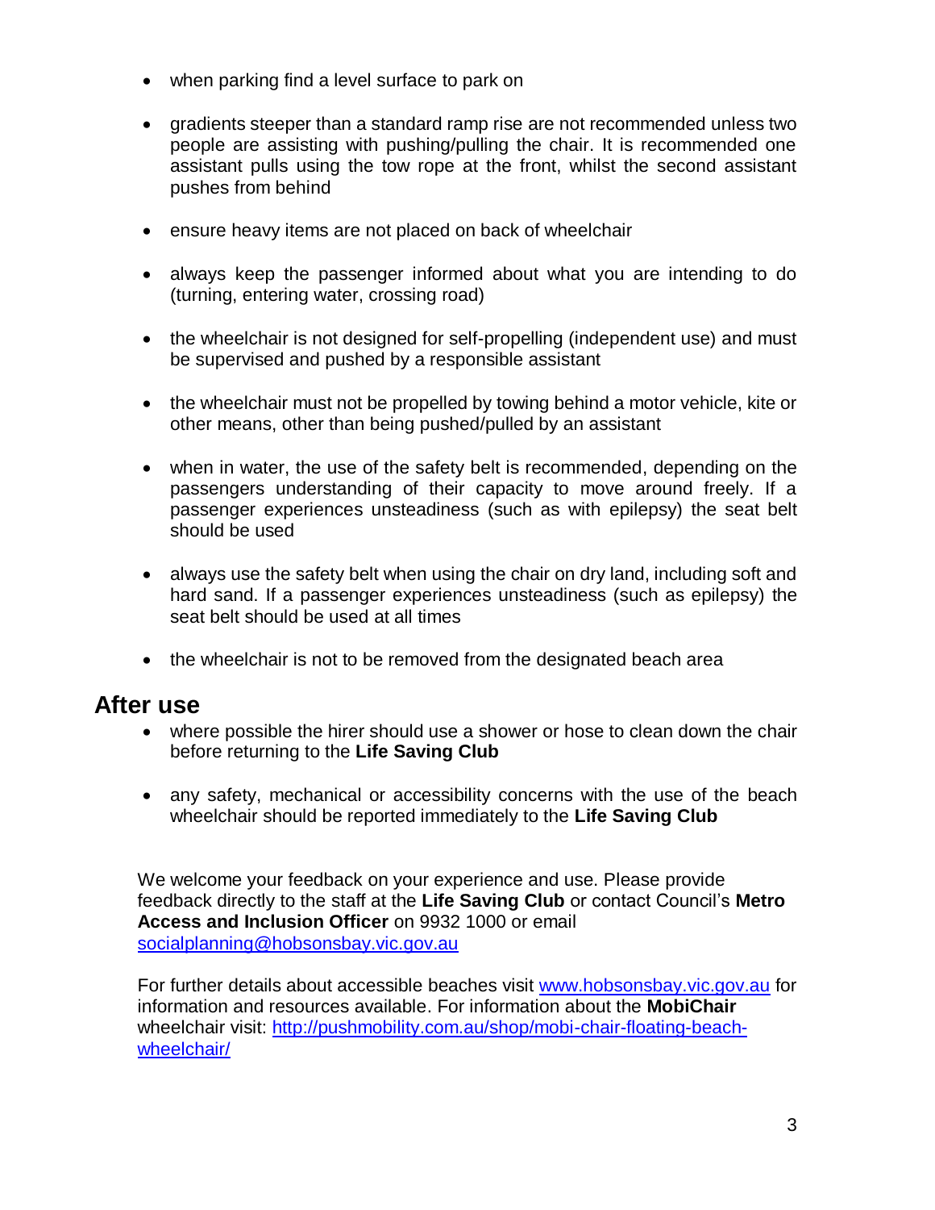- when parking find a level surface to park on
- gradients steeper than a standard ramp rise are not recommended unless two people are assisting with pushing/pulling the chair. It is recommended one assistant pulls using the tow rope at the front, whilst the second assistant pushes from behind
- ensure heavy items are not placed on back of wheelchair
- always keep the passenger informed about what you are intending to do (turning, entering water, crossing road)
- the wheelchair is not designed for self-propelling (independent use) and must be supervised and pushed by a responsible assistant
- the wheelchair must not be propelled by towing behind a motor vehicle, kite or other means, other than being pushed/pulled by an assistant
- when in water, the use of the safety belt is recommended, depending on the passengers understanding of their capacity to move around freely. If a passenger experiences unsteadiness (such as with epilepsy) the seat belt should be used
- always use the safety belt when using the chair on dry land, including soft and hard sand. If a passenger experiences unsteadiness (such as epilepsy) the seat belt should be used at all times
- the wheelchair is not to be removed from the designated beach area

## After use

- where possible the hirer should use a shower or hose to clean down the chair before returning to the **Life Saving Club**
- any safety, mechanical or accessibility concerns with the use of the beach wheelchair should be reported immediately to the **Life Saving Club**

We welcome your feedback on your experience and use. Please provide feedback directly to the staff at the **Life Saving Club** or contact Council's **Metro Access and Inclusion Officer** on 9932 1000 or email socialplanning@hobsonsbay.vic.gov.au

For further details about accessible beaches visit www.hobsonsbay.vic.gov.au for information and resources available. For information about the **MobiChair** wheelchair visit: http://pushmobility.com.au/shop/mobi-chair-floating-beach-wheelchair/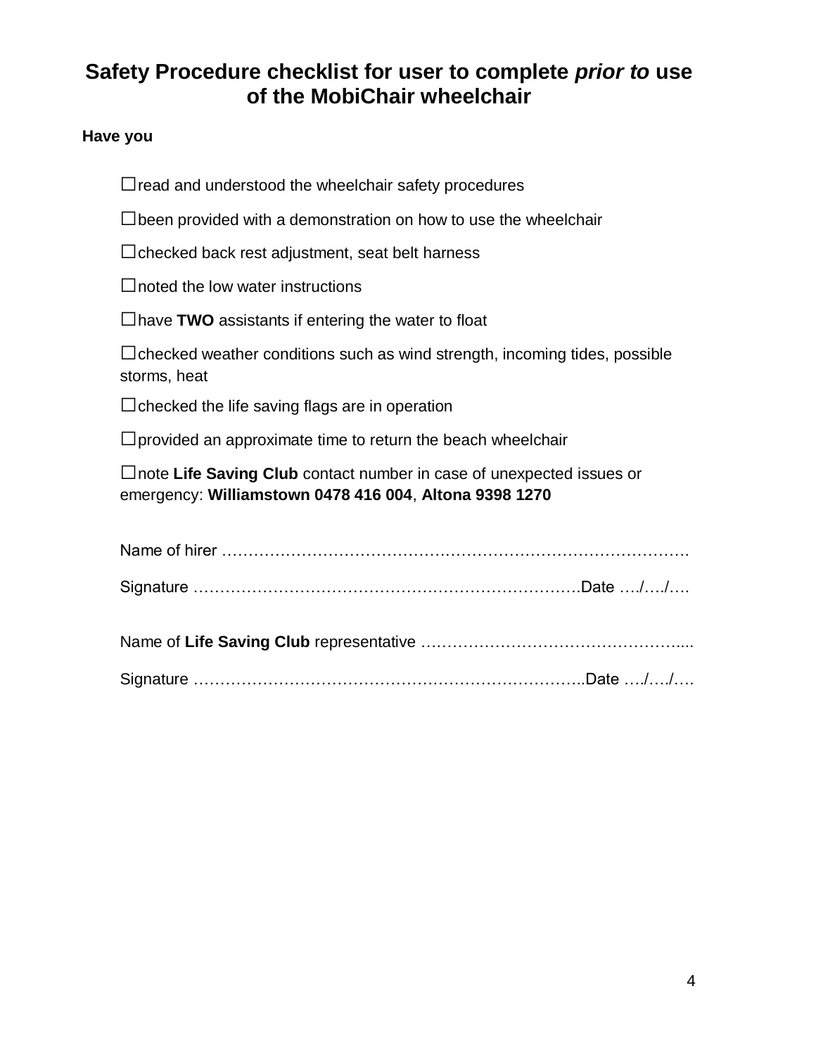# Safety Procedure checklist for user to complete *prior to* use of the MobiChair wheelchair

**Have you**

☐read and understood the wheelchair safety procedures

☐been provided with a demonstration on how to use the wheelchair

☐checked back rest adjustment, seat belt harness

☐noted the low water instructions

☐have **TWO** assistants if entering the water to float

☐checked weather conditions such as wind strength, incoming tides, possible storms, heat

☐checked the life saving flags are in operation

☐provided an approximate time to return the beach wheelchair

☐note **Life Saving Club** contact number in case of unexpected issues or emergency: **Williamstown 0478 416 004**, **Altona 9398 1270**

Name of hirer ……………………………………………………………………………….

Signature ……………………………………………………………….Date …./…./….

Name of **Life Saving Club** representative ……………………………………….....

Signature ………………………………………………………………..Date …./…./….